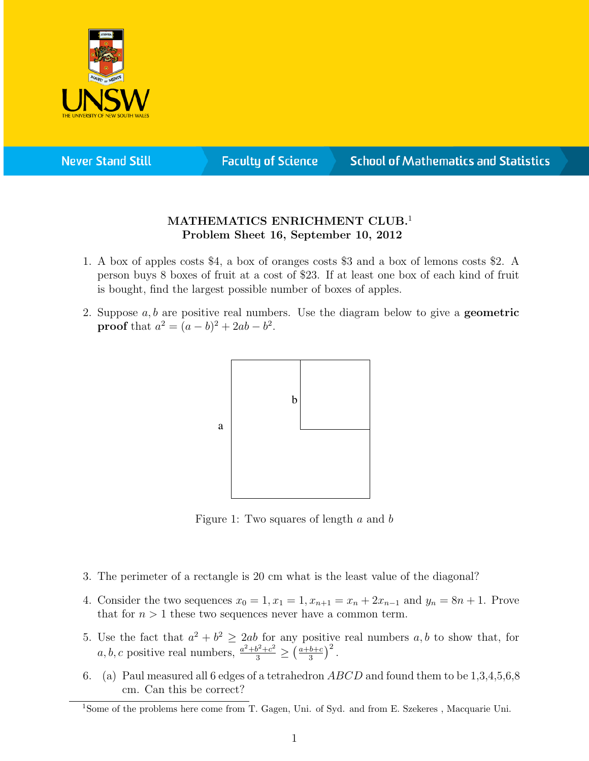# MATHEMATICS ENRICHMENT CLUB.[1]
## Problem Sheet 16, September 10, 2012

1. A box of apples costs \$4, a box of oranges costs \$3 and a box of lemons costs \$2. A person buys 8 boxes of fruit at a cost of \$23. If at least one box of each kind of fruit is bought, find the largest possible number of boxes of apples.

2. Suppose $a, b$ are positive real numbers. Use the diagram below to give a **geometric proof** that $a^2 = (a-b)^2 + 2ab - b^2$.

Figure 1: Two squares of length $a$ and $b$

3. The perimeter of a rectangle is 20 cm what is the least value of the diagonal?

4. Consider the two sequences $x_0 = 1, x_1 = 1, x_{n+1} = x_n + 2x_{n-1}$ and $y_n = 8n + 1$. Prove that for $n > 1$ these two sequences never have a common term.

5. Use the fact that $a^2 + b^2 \geq 2ab$ for any positive real numbers $a, b$ to show that, for $a, b, c$ positive real numbers, $\frac{a^2+b^2+c^2}{3} \geq \left(\frac{a+b+c}{3}\right)^2$.

6. (a) Paul measured all 6 edges of a tetrahedron $ABCD$ and found them to be 1,3,4,5,6,8 cm. Can this be correct?

[1] Some of the problems here come from T. Gagen, Uni. of Syd. and from E. Szekeres , Macquarie Uni.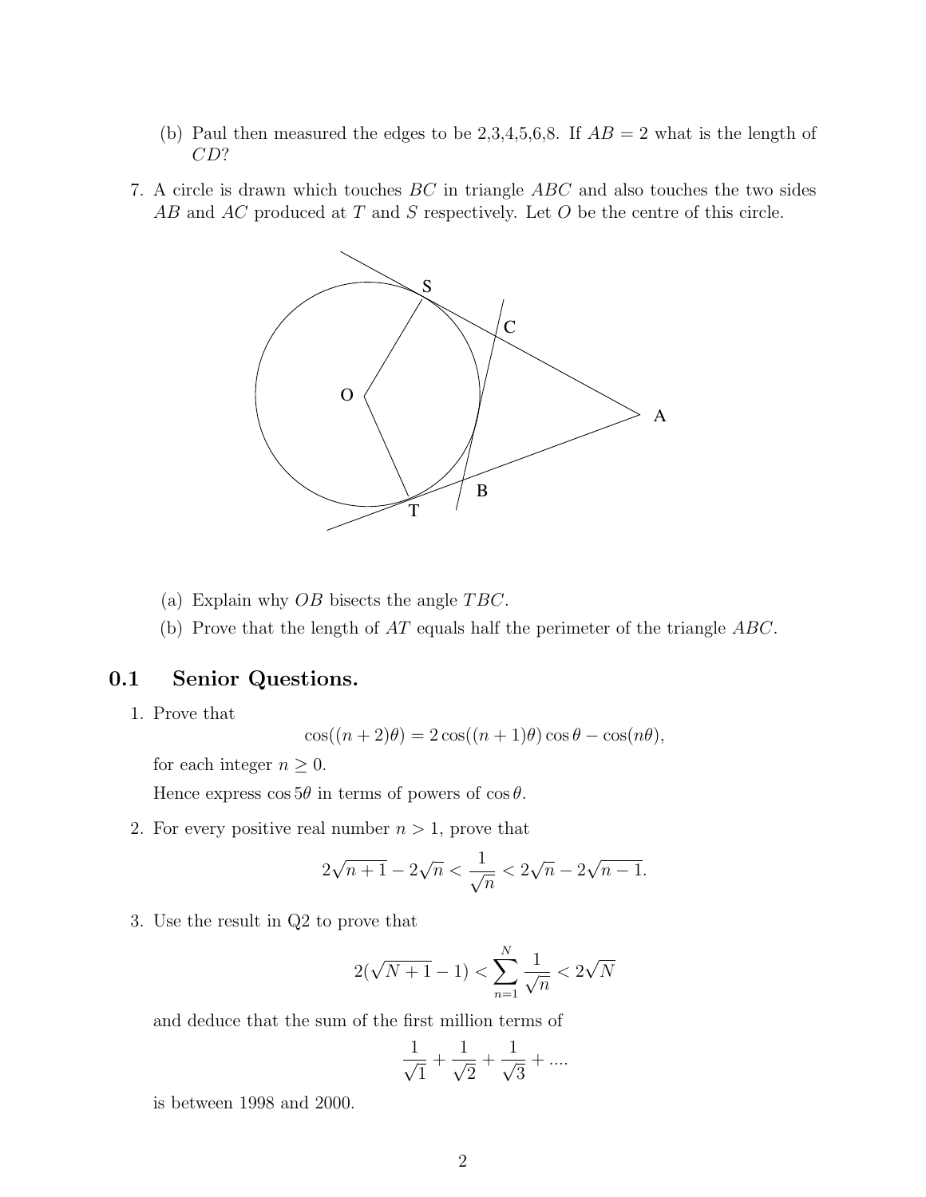(b) Paul then measured the edges to be 2,3,4,5,6,8. If $AB = 2$ what is the length of $CD$?

7. A circle is drawn which touches $BC$ in triangle $ABC$ and also touches the two sides $AB$ and $AC$ produced at $T$ and $S$ respectively. Let $O$ be the centre of this circle.

S
C
O
A
B
T

(a) Explain why $OB$ bisects the angle $TBC$.

(b) Prove that the length of $AT$ equals half the perimeter of the triangle $ABC$.

## 0.1 Senior Questions.

1. Prove that

$$\cos((n+2)\theta) = 2\cos((n+1)\theta)\cos\theta - \cos(n\theta),$$

for each integer $n \geq 0$.

Hence express $\cos 5\theta$ in terms of powers of $\cos\theta$.

2. For every positive real number $n > 1$, prove that

$$2\sqrt{n+1} - 2\sqrt{n} < \frac{1}{\sqrt{n}} < 2\sqrt{n} - 2\sqrt{n-1}.$$

3. Use the result in Q2 to prove that

$$2(\sqrt{N+1} - 1) < \sum_{n=1}^{N} \frac{1}{\sqrt{n}} < 2\sqrt{N}$$

and deduce that the sum of the first million terms of

$$\frac{1}{\sqrt{1}} + \frac{1}{\sqrt{2}} + \frac{1}{\sqrt{3}} + ....$$

is between 1998 and 2000.